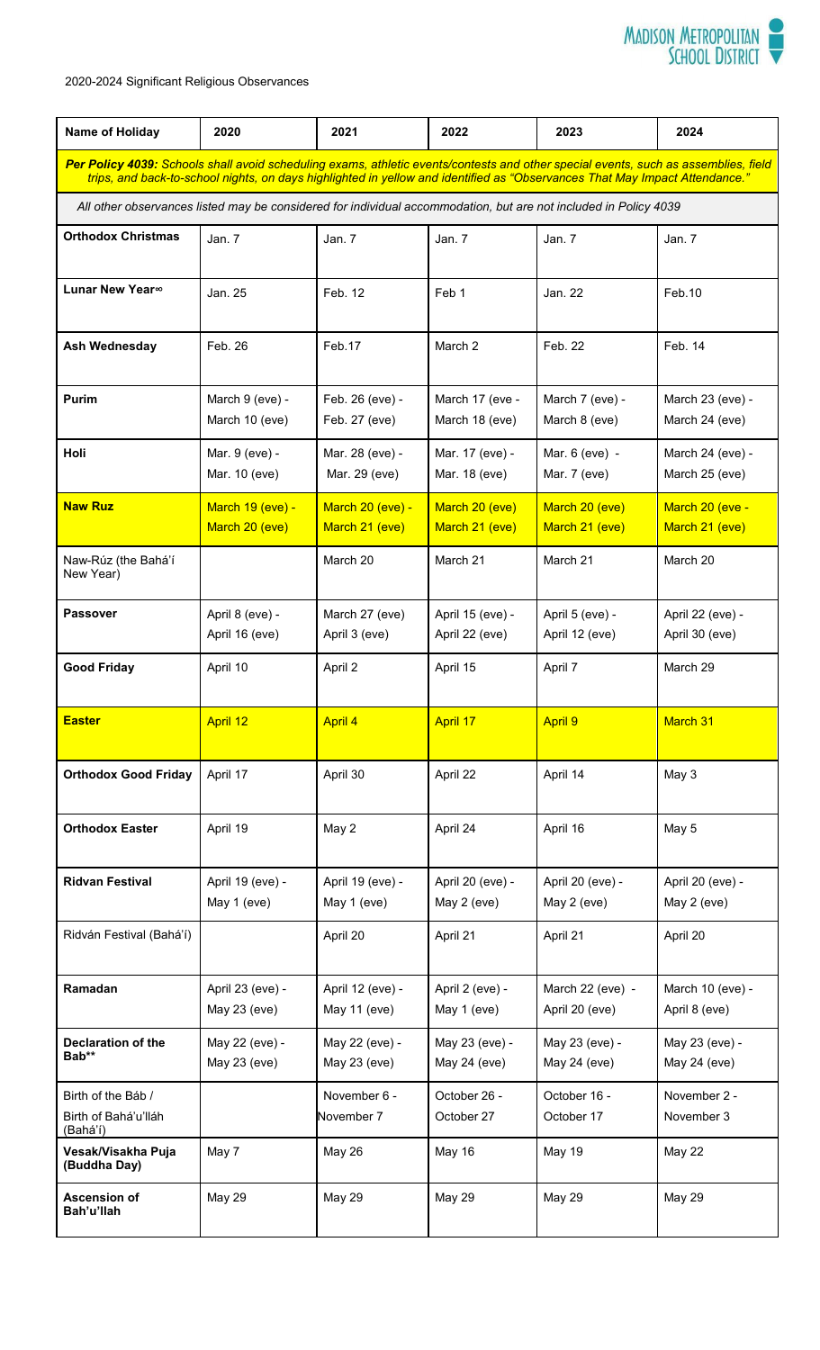2020-2024 Significant Religious Observances

| Name of Holiday | 2020 | 2021 | 2022 | 2023 | 2024 |
|---|---|---|---|---|---|
| ***Per Policy 4039:** Schools shall avoid scheduling exams, athletic events/contests and other special events, such as assemblies, field trips, and back-to-school nights, on days highlighted in yellow and identified as "Observances That May Impact Attendance."* | | | | | |
| *All other observances listed may be considered for individual accommodation, but are not included in Policy 4039* | | | | | |
| **Orthodox Christmas** | Jan. 7 | Jan. 7 | Jan. 7 | Jan. 7 | Jan. 7 |
| **Lunar New Year∞** | Jan. 25 | Feb. 12 | Feb 1 | Jan. 22 | Feb.10 |
| **Ash Wednesday** | Feb. 26 | Feb.17 | March 2 | Feb. 22 | Feb. 14 |
| **Purim** | March 9 (eve) - March 10 (eve) | Feb. 26 (eve) - Feb. 27 (eve) | March 17 (eve - March 18 (eve) | March 7 (eve) - March 8 (eve) | March 23 (eve) - March 24 (eve) |
| **Holi** | Mar. 9 (eve) - Mar. 10 (eve) | Mar. 28 (eve) - Mar. 29 (eve) | Mar. 17 (eve) - Mar. 18 (eve) | Mar. 6 (eve) - Mar. 7 (eve) | March 24 (eve) - March 25 (eve) |
| **Naw Ruz** | March 19 (eve) - March 20 (eve) | March 20 (eve) - March 21 (eve) | March 20 (eve) March 21 (eve) | March 20 (eve) March 21 (eve) | March 20 (eve - March 21 (eve) |
| Naw-Rúz (the Bahá'í New Year) | | March 20 | March 21 | March 21 | March 20 |
| **Passover** | April 8 (eve) - April 16 (eve) | March 27 (eve) April 3 (eve) | April 15 (eve) - April 22 (eve) | April 5 (eve) - April 12 (eve) | April 22 (eve) - April 30 (eve) |
| **Good Friday** | April 10 | April 2 | April 15 | April 7 | March 29 |
| **Easter** | April 12 | April 4 | April 17 | April 9 | March 31 |
| **Orthodox Good Friday** | April 17 | April 30 | April 22 | April 14 | May 3 |
| **Orthodox Easter** | April 19 | May 2 | April 24 | April 16 | May 5 |
| **Ridvan Festival** | April 19 (eve) - May 1 (eve) | April 19 (eve) - May 1 (eve) | April 20 (eve) - May 2 (eve) | April 20 (eve) - May 2 (eve) | April 20 (eve) - May 2 (eve) |
| Ridván Festival (Bahá'í) | | April 20 | April 21 | April 21 | April 20 |
| **Ramadan** | April 23 (eve) - May 23 (eve) | April 12 (eve) - May 11 (eve) | April 2 (eve) - May 1 (eve) | March 22 (eve) - April 20 (eve) | March 10 (eve) - April 8 (eve) |
| **Declaration of the Bab\*\*** | May 22 (eve) - May 23 (eve) | May 22 (eve) - May 23 (eve) | May 23 (eve) - May 24 (eve) | May 23 (eve) - May 24 (eve) | May 23 (eve) - May 24 (eve) |
| Birth of the Báb / Birth of Bahá'u'lláh (Bahá'í) | | November 6 - November 7 | October 26 - October 27 | October 16 - October 17 | November 2 - November 3 |
| **Vesak/Visakha Puja (Buddha Day)** | May 7 | May 26 | May 16 | May 19 | May 22 |
| **Ascension of Bah'u'llah** | May 29 | May 29 | May 29 | May 29 | May 29 |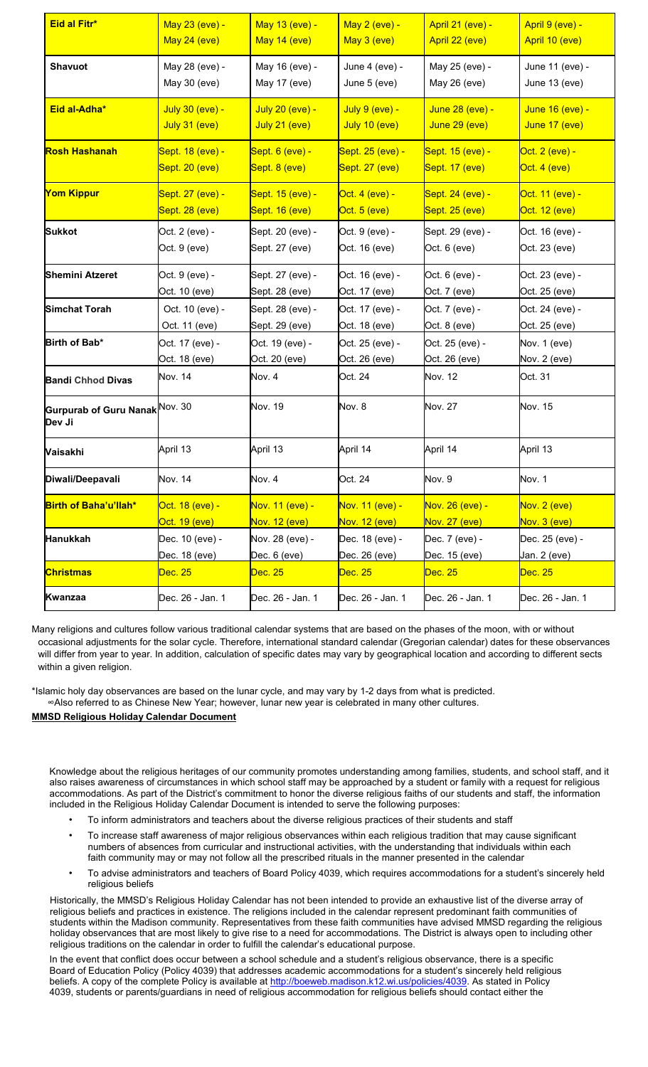| Eid al Fitr* | May 23 (eve) - May 24 (eve) | May 13 (eve) - May 14 (eve) | May 2 (eve) - May 3 (eve) | April 21 (eve) - April 22 (eve) | April 9 (eve) - April 10 (eve) |
|---|---|---|---|---|---|
| **Shavuot** | May 28 (eve) - May 30 (eve) | May 16 (eve) - May 17 (eve) | June 4 (eve) - June 5 (eve) | May 25 (eve) - May 26 (eve) | June 11 (eve) - June 13 (eve) |
| **Eid al-Adha*** | July 30 (eve) - July 31 (eve) | July 20 (eve) - July 21 (eve) | July 9 (eve) - July 10 (eve) | June 28 (eve) - June 29 (eve) | June 16 (eve) - June 17 (eve) |
| **Rosh Hashanah** | Sept. 18 (eve) - Sept. 20 (eve) | Sept. 6 (eve) - Sept. 8 (eve) | Sept. 25 (eve) - Sept. 27 (eve) | Sept. 15 (eve) - Sept. 17 (eve) | Oct. 2 (eve) - Oct. 4 (eve) |
| **Yom Kippur** | Sept. 27 (eve) - Sept. 28 (eve) | Sept. 15 (eve) - Sept. 16 (eve) | Oct. 4 (eve) - Oct. 5 (eve) | Sept. 24 (eve) - Sept. 25 (eve) | Oct. 11 (eve) - Oct. 12 (eve) |
| **Sukkot** | Oct. 2 (eve) - Oct. 9 (eve) | Sept. 20 (eve) - Sept. 27 (eve) | Oct. 9 (eve) - Oct. 16 (eve) | Sept. 29 (eve) - Oct. 6 (eve) | Oct. 16 (eve) - Oct. 23 (eve) |
| **Shemini Atzeret** | Oct. 9 (eve) - Oct. 10 (eve) | Sept. 27 (eve) - Sept. 28 (eve) | Oct. 16 (eve) - Oct. 17 (eve) | Oct. 6 (eve) - Oct. 7 (eve) | Oct. 23 (eve) - Oct. 25 (eve) |
| **Simchat Torah** | Oct. 10 (eve) - Oct. 11 (eve) | Sept. 28 (eve) - Sept. 29 (eve) | Oct. 17 (eve) - Oct. 18 (eve) | Oct. 7 (eve) - Oct. 8 (eve) | Oct. 24 (eve) - Oct. 25 (eve) |
| **Birth of Bab*** | Oct. 17 (eve) - Oct. 18 (eve) | Oct. 19 (eve) - Oct. 20 (eve) | Oct. 25 (eve) - Oct. 26 (eve) | Oct. 25 (eve) - Oct. 26 (eve) | Nov. 1 (eve) Nov. 2 (eve) |
| **Bandi Chhod Divas** | Nov. 14 | Nov. 4 | Oct. 24 | Nov. 12 | Oct. 31 |
| **Gurpurab of Guru Nanak Dev Ji** | Nov. 30 | Nov. 19 | Nov. 8 | Nov. 27 | Nov. 15 |
| **Vaisakhi** | April 13 | April 13 | April 14 | April 14 | April 13 |
| **Diwali/Deepavali** | Nov. 14 | Nov. 4 | Oct. 24 | Nov. 9 | Nov. 1 |
| **Birth of Baha'u'llah*** | Oct. 18 (eve) - Oct. 19 (eve) | Nov. 11 (eve) - Nov. 12 (eve) | Nov. 11 (eve) - Nov. 12 (eve) | Nov. 26 (eve) - Nov. 27 (eve) | Nov. 2 (eve) Nov. 3 (eve) |
| **Hanukkah** | Dec. 10 (eve) - Dec. 18 (eve) | Nov. 28 (eve) - Dec. 6 (eve) | Dec. 18 (eve) - Dec. 26 (eve) | Dec. 7 (eve) - Dec. 15 (eve) | Dec. 25 (eve) - Jan. 2 (eve) |
| **Christmas** | Dec. 25 | Dec. 25 | Dec. 25 | Dec. 25 | Dec. 25 |
| **Kwanzaa** | Dec. 26 - Jan. 1 | Dec. 26 - Jan. 1 | Dec. 26 - Jan. 1 | Dec. 26 - Jan. 1 | Dec. 26 - Jan. 1 |

Many religions and cultures follow various traditional calendar systems that are based on the phases of the moon, with or without occasional adjustments for the solar cycle. Therefore, international standard calendar (Gregorian calendar) dates for these observances will differ from year to year. In addition, calculation of specific dates may vary by geographical location and according to different sects within a given religion.

*Islamic holy day observances are based on the lunar cycle, and may vary by 1-2 days from what is predicted.
∞Also referred to as Chinese New Year; however, lunar new year is celebrated in many other cultures.

**MMSD Religious Holiday Calendar Document**

Knowledge about the religious heritages of our community promotes understanding among families, students, and school staff, and it also raises awareness of circumstances in which school staff may be approached by a student or family with a request for religious accommodations. As part of the District's commitment to honor the diverse religious faiths of our students and staff, the information included in the Religious Holiday Calendar Document is intended to serve the following purposes:

- To inform administrators and teachers about the diverse religious practices of their students and staff
- To increase staff awareness of major religious observances within each religious tradition that may cause significant numbers of absences from curricular and instructional activities, with the understanding that individuals within each faith community may or may not follow all the prescribed rituals in the manner presented in the calendar
- To advise administrators and teachers of Board Policy 4039, which requires accommodations for a student's sincerely held religious beliefs

Historically, the MMSD's Religious Holiday Calendar has not been intended to provide an exhaustive list of the diverse array of religious beliefs and practices in existence. The religions included in the calendar represent predominant faith communities of students within the Madison community. Representatives from these faith communities have advised MMSD regarding the religious holiday observances that are most likely to give rise to a need for accommodations. The District is always open to including other religious traditions on the calendar in order to fulfill the calendar's educational purpose.

In the event that conflict does occur between a school schedule and a student's religious observance, there is a specific Board of Education Policy (Policy 4039) that addresses academic accommodations for a student's sincerely held religious beliefs. A copy of the complete Policy is available at http://boeweb.madison.k12.wi.us/policies/4039. As stated in Policy 4039, students or parents/guardians in need of religious accommodation for religious beliefs should contact either the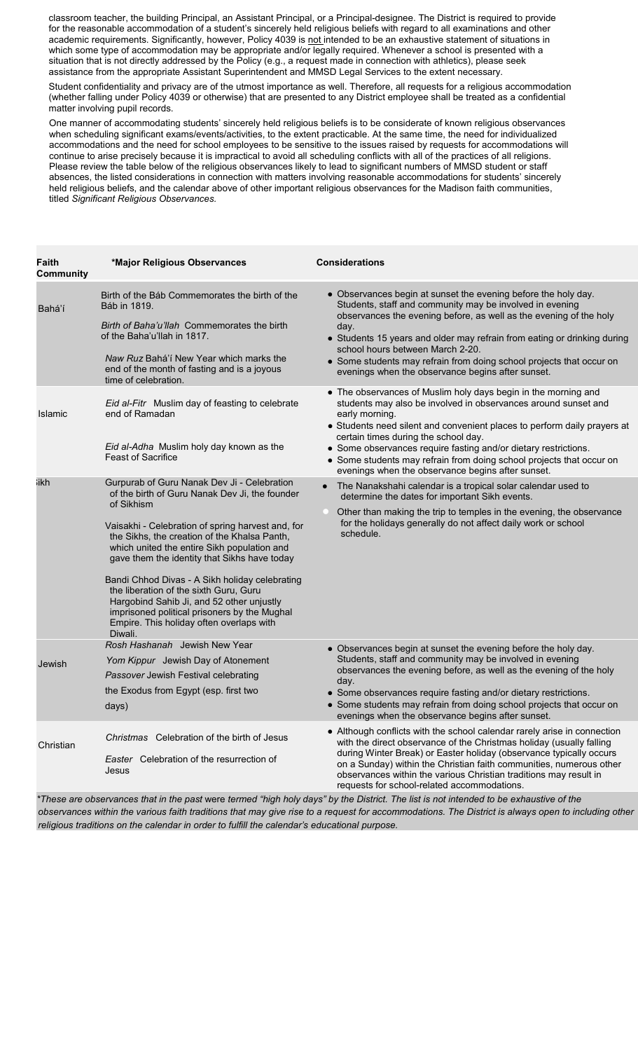classroom teacher, the building Principal, an Assistant Principal, or a Principal-designee. The District is required to provide for the reasonable accommodation of a student's sincerely held religious beliefs with regard to all examinations and other academic requirements. Significantly, however, Policy 4039 is not intended to be an exhaustive statement of situations in which some type of accommodation may be appropriate and/or legally required. Whenever a school is presented with a situation that is not directly addressed by the Policy (e.g., a request made in connection with athletics), please seek assistance from the appropriate Assistant Superintendent and MMSD Legal Services to the extent necessary.

Student confidentiality and privacy are of the utmost importance as well. Therefore, all requests for a religious accommodation (whether falling under Policy 4039 or otherwise) that are presented to any District employee shall be treated as a confidential matter involving pupil records.

One manner of accommodating students' sincerely held religious beliefs is to be considerate of known religious observances when scheduling significant exams/events/activities, to the extent practicable. At the same time, the need for individualized accommodations and the need for school employees to be sensitive to the issues raised by requests for accommodations will continue to arise precisely because it is impractical to avoid all scheduling conflicts with all of the practices of all religions. Please review the table below of the religious observances likely to lead to significant numbers of MMSD student or staff absences, the listed considerations in connection with matters involving reasonable accommodations for students' sincerely held religious beliefs, and the calendar above of other important religious observances for the Madison faith communities, titled *Significant Religious Observances.*

| Faith Community | *Major Religious Observances | Considerations |
|---|---|---|
| Bahá'í | Birth of the Báb Commemorates the birth of the Báb in 1819.<br><br>*Birth of Baha'u'llah* Commemorates the birth of the Baha'u'llah in 1817.<br><br>*Naw Ruz* Bahá'í New Year which marks the end of the month of fasting and is a joyous time of celebration. | • Observances begin at sunset the evening before the holy day. Students, staff and community may be involved in evening observances the evening before, as well as the evening of the holy day.<br>• Students 15 years and older may refrain from eating or drinking during school hours between March 2-20.<br>• Some students may refrain from doing school projects that occur on evenings when the observance begins after sunset. |
| Islamic | *Eid al-Fitr* Muslim day of feasting to celebrate end of Ramadan<br><br>*Eid al-Adha* Muslim holy day known as the Feast of Sacrifice | • The observances of Muslim holy days begin in the morning and students may also be involved in observances around sunset and early morning.<br>• Students need silent and convenient places to perform daily prayers at certain times during the school day.<br>• Some observances require fasting and/or dietary restrictions.<br>• Some students may refrain from doing school projects that occur on evenings when the observance begins after sunset. |
| Sikh | Gurpurab of Guru Nanak Dev Ji - Celebration of the birth of Guru Nanak Dev Ji, the founder of Sikhism<br><br>Vaisakhi - Celebration of spring harvest and, for the Sikhs, the creation of the Khalsa Panth, which united the entire Sikh population and gave them the identity that Sikhs have today<br><br>Bandi Chhod Divas - A Sikh holiday celebrating the liberation of the sixth Guru, Guru Hargobind Sahib Ji, and 52 other unjustly imprisoned political prisoners by the Mughal Empire. This holiday often overlaps with Diwali. | • The Nanakshahi calendar is a tropical solar calendar used to determine the dates for important Sikh events.<br>• Other than making the trip to temples in the evening, the observance for the holidays generally do not affect daily work or school schedule. |
| Jewish | *Rosh Hashanah* Jewish New Year<br>*Yom Kippur* Jewish Day of Atonement<br>*Passover* Jewish Festival celebrating the Exodus from Egypt (esp. first two days) | • Observances begin at sunset the evening before the holy day. Students, staff and community may be involved in evening observances the evening before, as well as the evening of the holy day.<br>• Some observances require fasting and/or dietary restrictions.<br>• Some students may refrain from doing school projects that occur on evenings when the observance begins after sunset. |
| Christian | *Christmas* Celebration of the birth of Jesus<br><br>*Easter* Celebration of the resurrection of Jesus | • Although conflicts with the school calendar rarely arise in connection with the direct observance of the Christmas holiday (usually falling during Winter Break) or Easter holiday (observance typically occurs on a Sunday) within the Christian faith communities, numerous other observances within the various Christian traditions may result in requests for school-related accommodations. |

*\*These are observances that in the past were termed "high holy days" by the District. The list is not intended to be exhaustive of the observances within the various faith traditions that may give rise to a request for accommodations. The District is always open to including other religious traditions on the calendar in order to fulfill the calendar's educational purpose.*